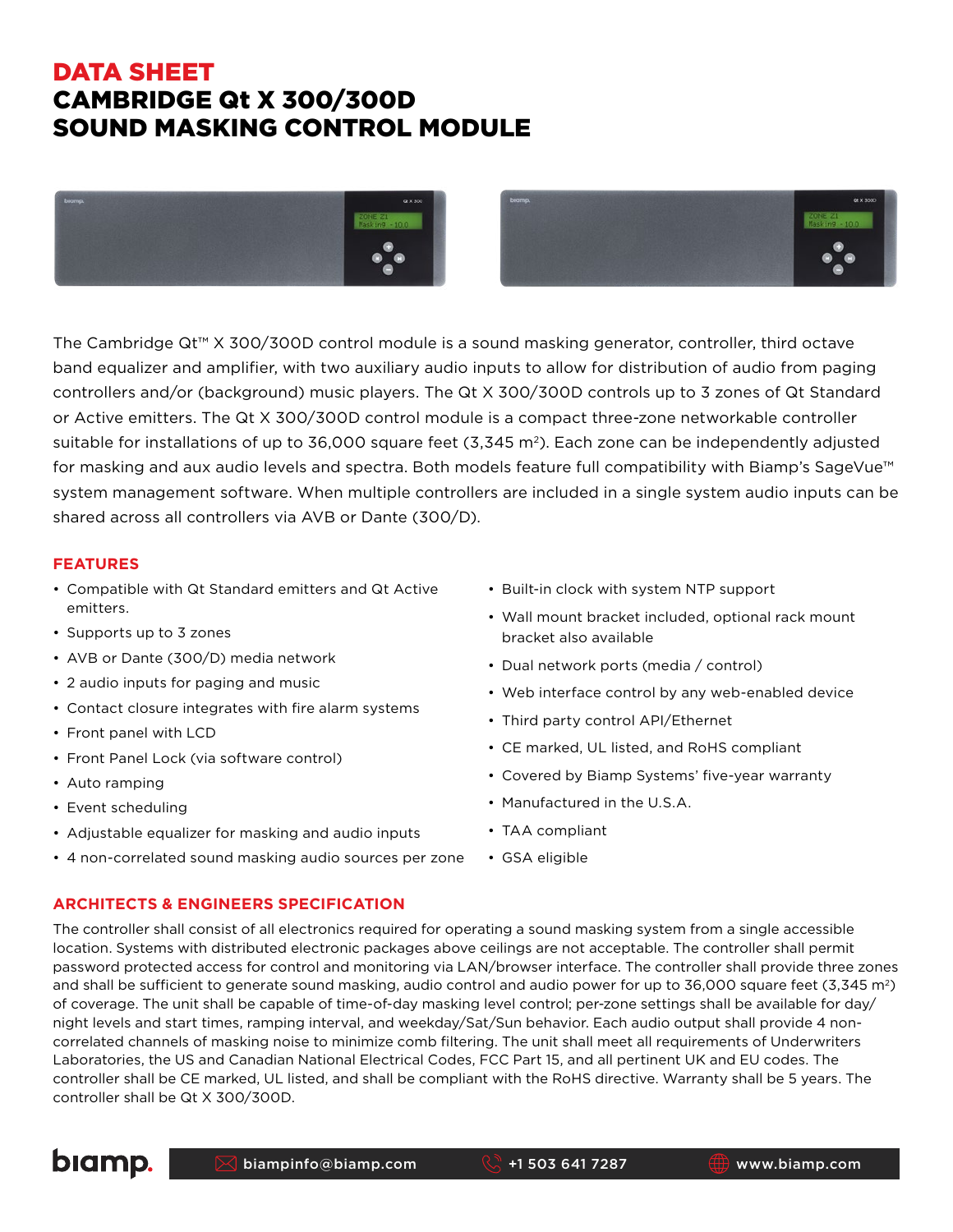# DATA SHEET
# CAMBRIDGE Qt X 300/300D SOUND MASKING CONTROL MODULE

The Cambridge Qt™ X 300/300D control module is a sound masking generator, controller, third octave band equalizer and amplifier, with two auxiliary audio inputs to allow for distribution of audio from paging controllers and/or (background) music players. The Qt X 300/300D controls up to 3 zones of Qt Standard or Active emitters. The Qt X 300/300D control module is a compact three-zone networkable controller suitable for installations of up to 36,000 square feet (3,345 m²). Each zone can be independently adjusted for masking and aux audio levels and spectra. Both models feature full compatibility with Biamp's SageVue™ system management software. When multiple controllers are included in a single system audio inputs can be shared across all controllers via AVB or Dante (300/D).

## FEATURES

- Compatible with Qt Standard emitters and Qt Active emitters.
- Supports up to 3 zones
- AVB or Dante (300/D) media network
- 2 audio inputs for paging and music
- Contact closure integrates with fire alarm systems
- Front panel with LCD
- Front Panel Lock (via software control)
- Auto ramping
- Event scheduling
- Adjustable equalizer for masking and audio inputs
- 4 non-correlated sound masking audio sources per zone
- Built-in clock with system NTP support
- Wall mount bracket included, optional rack mount bracket also available
- Dual network ports (media / control)
- Web interface control by any web-enabled device
- Third party control API/Ethernet
- CE marked, UL listed, and RoHS compliant
- Covered by Biamp Systems' five-year warranty
- Manufactured in the U.S.A.
- TAA compliant
- GSA eligible

## ARCHITECTS & ENGINEERS SPECIFICATION

The controller shall consist of all electronics required for operating a sound masking system from a single accessible location. Systems with distributed electronic packages above ceilings are not acceptable. The controller shall permit password protected access for control and monitoring via LAN/browser interface. The controller shall provide three zones and shall be sufficient to generate sound masking, audio control and audio power for up to 36,000 square feet (3,345 m²) of coverage. The unit shall be capable of time-of-day masking level control; per-zone settings shall be available for day/night levels and start times, ramping interval, and weekday/Sat/Sun behavior. Each audio output shall provide 4 non-correlated channels of masking noise to minimize comb filtering. The unit shall meet all requirements of Underwriters Laboratories, the US and Canadian National Electrical Codes, FCC Part 15, and all pertinent UK and EU codes. The controller shall be CE marked, UL listed, and shall be compliant with the RoHS directive. Warranty shall be 5 years. The controller shall be Qt X 300/300D.

biamp. | biampinfo@biamp.com | +1 503 641 7287 | www.biamp.com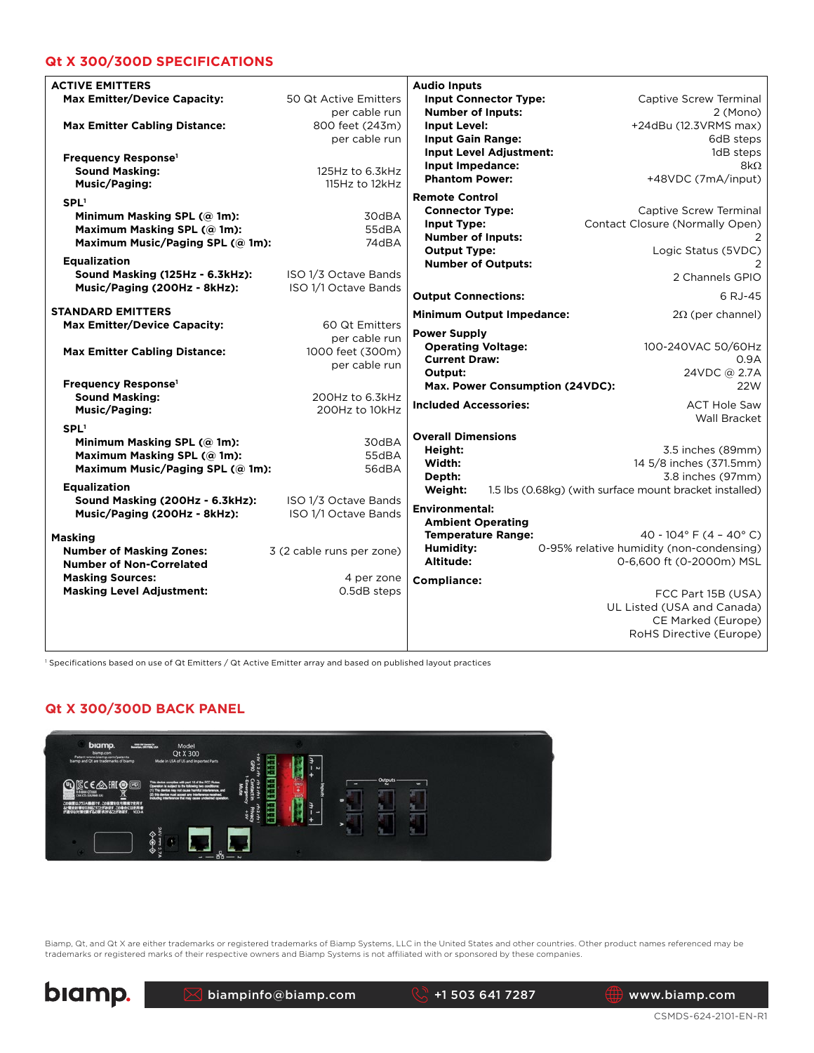## Qt X 300/300D SPECIFICATIONS

| | |
|---|---|
| **ACTIVE EMITTERS** | |
| **Max Emitter/Device Capacity:** | 50 Qt Active Emitters per cable run |
| **Max Emitter Cabling Distance:** | 800 feet (243m) per cable run |
| **Frequency Response**[1] | |
| **Sound Masking:** | 125Hz to 6.3kHz |
| **Music/Paging:** | 115Hz to 12kHz |
| **SPL**[1] | |
| **Minimum Masking SPL (@ 1m):** | 30dBA |
| **Maximum Masking SPL (@ 1m):** | 55dBA |
| **Maximum Music/Paging SPL (@ 1m):** | 74dBA |
| **Equalization** | |
| **Sound Masking (125Hz - 6.3kHz):** | ISO 1/3 Octave Bands |
| **Music/Paging (200Hz - 8kHz):** | ISO 1/1 Octave Bands |
| **STANDARD EMITTERS** | |
| **Max Emitter/Device Capacity:** | 60 Qt Emitters per cable run |
| **Max Emitter Cabling Distance:** | 1000 feet (300m) per cable run |
| **Frequency Response**[1] | |
| **Sound Masking:** | 200Hz to 6.3kHz |
| **Music/Paging:** | 200Hz to 10kHz |
| **SPL**[1] | |
| **Minimum Masking SPL (@ 1m):** | 30dBA |
| **Maximum Masking SPL (@ 1m):** | 55dBA |
| **Maximum Music/Paging SPL (@ 1m):** | 56dBA |
| **Equalization** | |
| **Sound Masking (200Hz - 6.3kHz):** | ISO 1/3 Octave Bands |
| **Music/Paging (200Hz - 8kHz):** | ISO 1/1 Octave Bands |
| **Masking** | |
| **Number of Masking Zones:** | 3 (2 cable runs per zone) |
| **Number of Non-Correlated Masking Sources:** | 4 per zone |
| **Masking Level Adjustment:** | 0.5dB steps |

| | |
|---|---|
| **Audio Inputs** | |
| **Input Connector Type:** | Captive Screw Terminal |
| **Number of Inputs:** | 2 (Mono) |
| **Input Level:** | +24dBu (12.3VRMS max) |
| **Input Gain Range:** | 6dB steps |
| **Input Level Adjustment:** | 1dB steps |
| **Input Impedance:** | 8kΩ |
| **Phantom Power:** | +48VDC (7mA/input) |
| **Remote Control** | |
| **Connector Type:** | Captive Screw Terminal |
| **Input Type:** | Contact Closure (Normally Open) |
| **Number of Inputs:** | 2 |
| **Output Type:** | Logic Status (5VDC) |
| **Number of Outputs:** | 2 |
| | 2 Channels GPIO |
| **Output Connections:** | 6 RJ-45 |
| **Minimum Output Impedance:** | 2Ω (per channel) |
| **Power Supply** | |
| **Operating Voltage:** | 100-240VAC 50/60Hz |
| **Current Draw:** | 0.9A |
| **Output:** | 24VDC @ 2.7A |
| **Max. Power Consumption (24VDC):** | 22W |
| **Included Accessories:** | ACT Hole Saw, Wall Bracket |
| **Overall Dimensions** | |
| **Height:** | 3.5 inches (89mm) |
| **Width:** | 14 5/8 inches (371.5mm) |
| **Depth:** | 3.8 inches (97mm) |
| **Weight:** | 1.5 lbs (0.68kg) (with surface mount bracket installed) |
| **Environmental:** | |
| **Ambient Operating Temperature Range:** | 40 - 104° F (4 – 40° C) |
| **Humidity:** | 0-95% relative humidity (non-condensing) |
| **Altitude:** | 0-6,600 ft (0-2000m) MSL |
| **Compliance:** | FCC Part 15B (USA)<br>UL Listed (USA and Canada)<br>CE Marked (Europe)<br>RoHS Directive (Europe) |

[1] Specifications based on use of Qt Emitters / Qt Active Emitter array and based on published layout practices

## Qt X 300/300D BACK PANEL

Biamp, Qt, and Qt X are either trademarks or registered trademarks of Biamp Systems, LLC in the United States and other countries. Other product names referenced may be trademarks or registered marks of their respective owners and Biamp Systems is not affiliated with or sponsored by these companies.

biamp. biampinfo@biamp.com +1 503 641 7287 www.biamp.com

CSMDS-624-2101-EN-R1